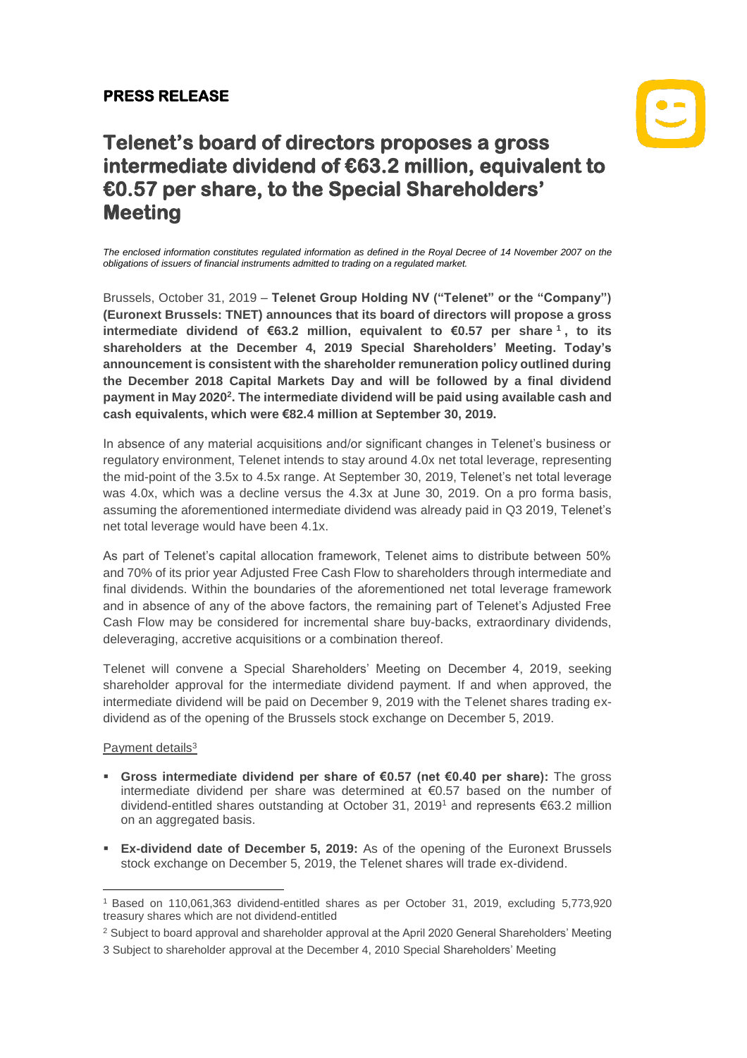**PRESS RELEASE**

# Telenet's board of directors proposes a gross intermediate dividend of €63.2 million, equivalent to €0.57 per share, to the Special Shareholders' Meeting

*The enclosed information constitutes regulated information as defined in the Royal Decree of 14 November 2007 on the obligations of issuers of financial instruments admitted to trading on a regulated market.*

Brussels, October 31, 2019 – **Telenet Group Holding NV ("Telenet" or the "Company") (Euronext Brussels: TNET) announces that its board of directors will propose a gross intermediate dividend of €63.2 million, equivalent to €0.57 per share[1], to its shareholders at the December 4, 2019 Special Shareholders' Meeting. Today's announcement is consistent with the shareholder remuneration policy outlined during the December 2018 Capital Markets Day and will be followed by a final dividend payment in May 2020[2]. The intermediate dividend will be paid using available cash and cash equivalents, which were €82.4 million at September 30, 2019.**

In absence of any material acquisitions and/or significant changes in Telenet's business or regulatory environment, Telenet intends to stay around 4.0x net total leverage, representing the mid-point of the 3.5x to 4.5x range. At September 30, 2019, Telenet's net total leverage was 4.0x, which was a decline versus the 4.3x at June 30, 2019. On a pro forma basis, assuming the aforementioned intermediate dividend was already paid in Q3 2019, Telenet's net total leverage would have been 4.1x.

As part of Telenet's capital allocation framework, Telenet aims to distribute between 50% and 70% of its prior year Adjusted Free Cash Flow to shareholders through intermediate and final dividends. Within the boundaries of the aforementioned net total leverage framework and in absence of any of the above factors, the remaining part of Telenet's Adjusted Free Cash Flow may be considered for incremental share buy-backs, extraordinary dividends, deleveraging, accretive acquisitions or a combination thereof.

Telenet will convene a Special Shareholders' Meeting on December 4, 2019, seeking shareholder approval for the intermediate dividend payment. If and when approved, the intermediate dividend will be paid on December 9, 2019 with the Telenet shares trading ex-dividend as of the opening of the Brussels stock exchange on December 5, 2019.

Payment details[3]

- **Gross intermediate dividend per share of €0.57 (net €0.40 per share):** The gross intermediate dividend per share was determined at €0.57 based on the number of dividend-entitled shares outstanding at October 31, 2019[1] and represents €63.2 million on an aggregated basis.
- **Ex-dividend date of December 5, 2019:** As of the opening of the Euronext Brussels stock exchange on December 5, 2019, the Telenet shares will trade ex-dividend.

[1] Based on 110,061,363 dividend-entitled shares as per October 31, 2019, excluding 5,773,920 treasury shares which are not dividend-entitled

[2] Subject to board approval and shareholder approval at the April 2020 General Shareholders' Meeting

3 Subject to shareholder approval at the December 4, 2010 Special Shareholders' Meeting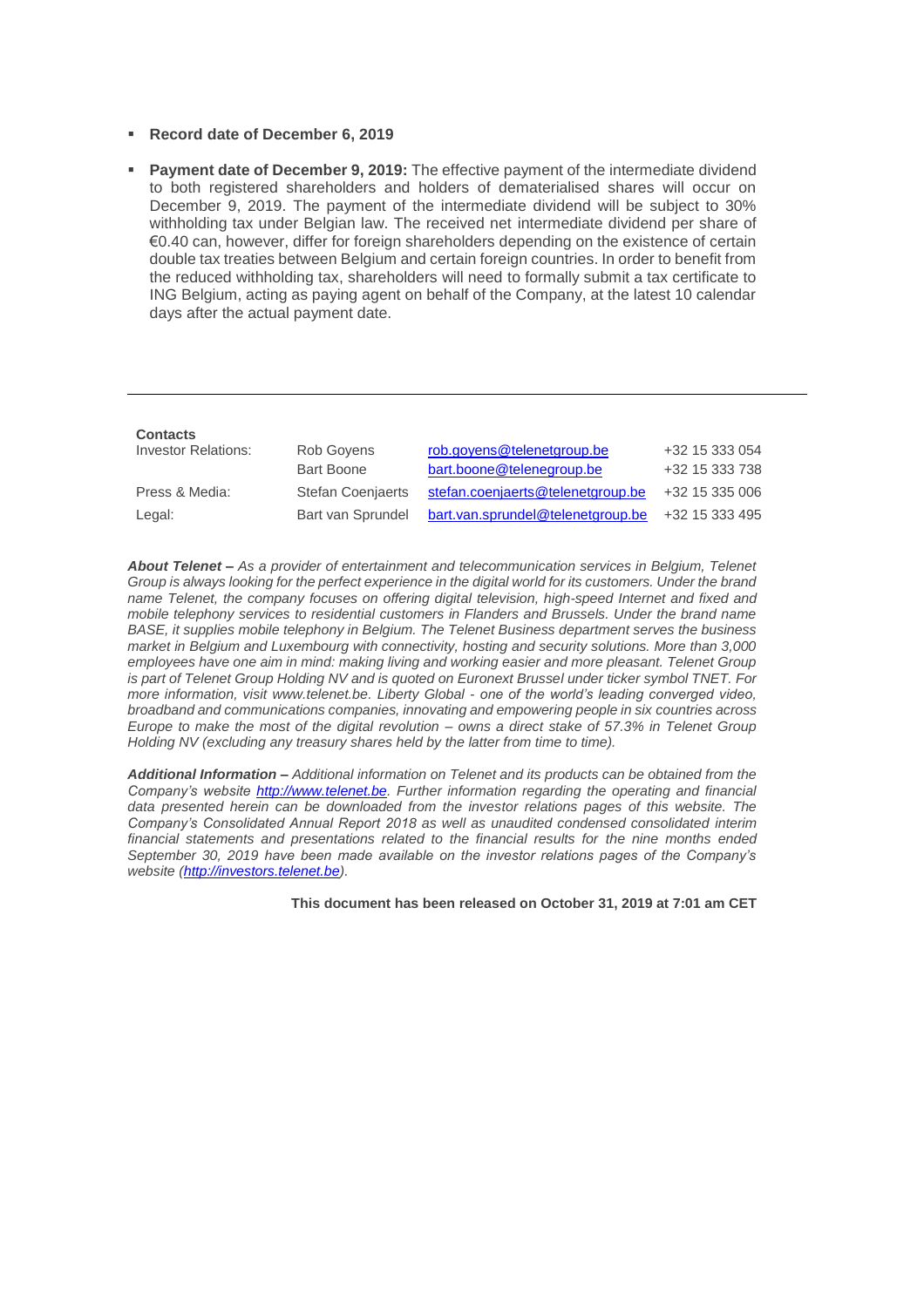- **Record date of December 6, 2019**

- **Payment date of December 9, 2019:** The effective payment of the intermediate dividend to both registered shareholders and holders of dematerialised shares will occur on December 9, 2019. The payment of the intermediate dividend will be subject to 30% withholding tax under Belgian law. The received net intermediate dividend per share of €0.40 can, however, differ for foreign shareholders depending on the existence of certain double tax treaties between Belgium and certain foreign countries. In order to benefit from the reduced withholding tax, shareholders will need to formally submit a tax certificate to ING Belgium, acting as paying agent on behalf of the Company, at the latest 10 calendar days after the actual payment date.

---

**Contacts**

| | | | |
|---|---|---|---|
| Investor Relations: | Rob Goyens | rob.goyens@telenetgroup.be | +32 15 333 054 |
| | Bart Boone | bart.boone@telenegroup.be | +32 15 333 738 |
| Press & Media: | Stefan Coenjaerts | stefan.coenjaerts@telenetgroup.be | +32 15 335 006 |
| Legal: | Bart van Sprundel | bart.van.sprundel@telenetgroup.be | +32 15 333 495 |

***About Telenet –*** *As a provider of entertainment and telecommunication services in Belgium, Telenet Group is always looking for the perfect experience in the digital world for its customers. Under the brand name Telenet, the company focuses on offering digital television, high-speed Internet and fixed and mobile telephony services to residential customers in Flanders and Brussels. Under the brand name BASE, it supplies mobile telephony in Belgium. The Telenet Business department serves the business market in Belgium and Luxembourg with connectivity, hosting and security solutions. More than 3,000 employees have one aim in mind: making living and working easier and more pleasant. Telenet Group is part of Telenet Group Holding NV and is quoted on Euronext Brussel under ticker symbol TNET. For more information, visit www.telenet.be. Liberty Global - one of the world's leading converged video, broadband and communications companies, innovating and empowering people in six countries across Europe to make the most of the digital revolution – owns a direct stake of 57.3% in Telenet Group Holding NV (excluding any treasury shares held by the latter from time to time).*

***Additional Information –*** *Additional information on Telenet and its products can be obtained from the Company's website [http://www.telenet.be](http://www.telenet.be). Further information regarding the operating and financial data presented herein can be downloaded from the investor relations pages of this website. The Company's Consolidated Annual Report 2018 as well as unaudited condensed consolidated interim financial statements and presentations related to the financial results for the nine months ended September 30, 2019 have been made available on the investor relations pages of the Company's website ([http://investors.telenet.be](http://investors.telenet.be)).*

**This document has been released on October 31, 2019 at 7:01 am CET**